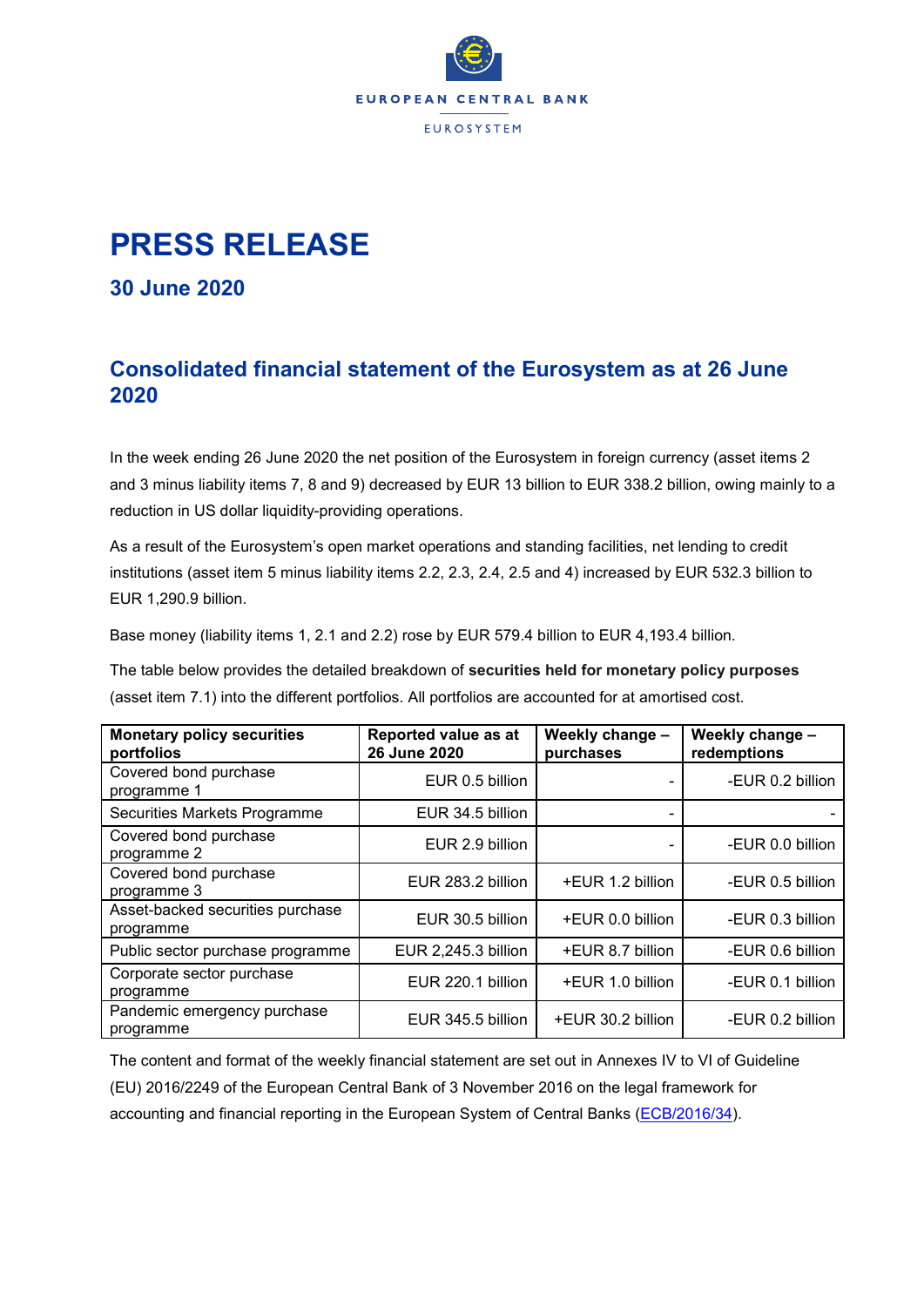EUROPEAN CENTRAL BANK

EUROSYSTEM

# PRESS RELEASE

## 30 June 2020

## Consolidated financial statement of the Eurosystem as at 26 June 2020

In the week ending 26 June 2020 the net position of the Eurosystem in foreign currency (asset items 2 and 3 minus liability items 7, 8 and 9) decreased by EUR 13 billion to EUR 338.2 billion, owing mainly to a reduction in US dollar liquidity-providing operations.

As a result of the Eurosystem's open market operations and standing facilities, net lending to credit institutions (asset item 5 minus liability items 2.2, 2.3, 2.4, 2.5 and 4) increased by EUR 532.3 billion to EUR 1,290.9 billion.

Base money (liability items 1, 2.1 and 2.2) rose by EUR 579.4 billion to EUR 4,193.4 billion.

The table below provides the detailed breakdown of **securities held for monetary policy purposes** (asset item 7.1) into the different portfolios. All portfolios are accounted for at amortised cost.

| Monetary policy securities portfolios | Reported value as at 26 June 2020 | Weekly change – purchases | Weekly change – redemptions |
|---|---|---|---|
| Covered bond purchase programme 1 | EUR 0.5 billion | - | -EUR 0.2 billion |
| Securities Markets Programme | EUR 34.5 billion | - | - |
| Covered bond purchase programme 2 | EUR 2.9 billion | - | -EUR 0.0 billion |
| Covered bond purchase programme 3 | EUR 283.2 billion | +EUR 1.2 billion | -EUR 0.5 billion |
| Asset-backed securities purchase programme | EUR 30.5 billion | +EUR 0.0 billion | -EUR 0.3 billion |
| Public sector purchase programme | EUR 2,245.3 billion | +EUR 8.7 billion | -EUR 0.6 billion |
| Corporate sector purchase programme | EUR 220.1 billion | +EUR 1.0 billion | -EUR 0.1 billion |
| Pandemic emergency purchase programme | EUR 345.5 billion | +EUR 30.2 billion | -EUR 0.2 billion |

The content and format of the weekly financial statement are set out in Annexes IV to VI of Guideline (EU) 2016/2249 of the European Central Bank of 3 November 2016 on the legal framework for accounting and financial reporting in the European System of Central Banks (ECB/2016/34).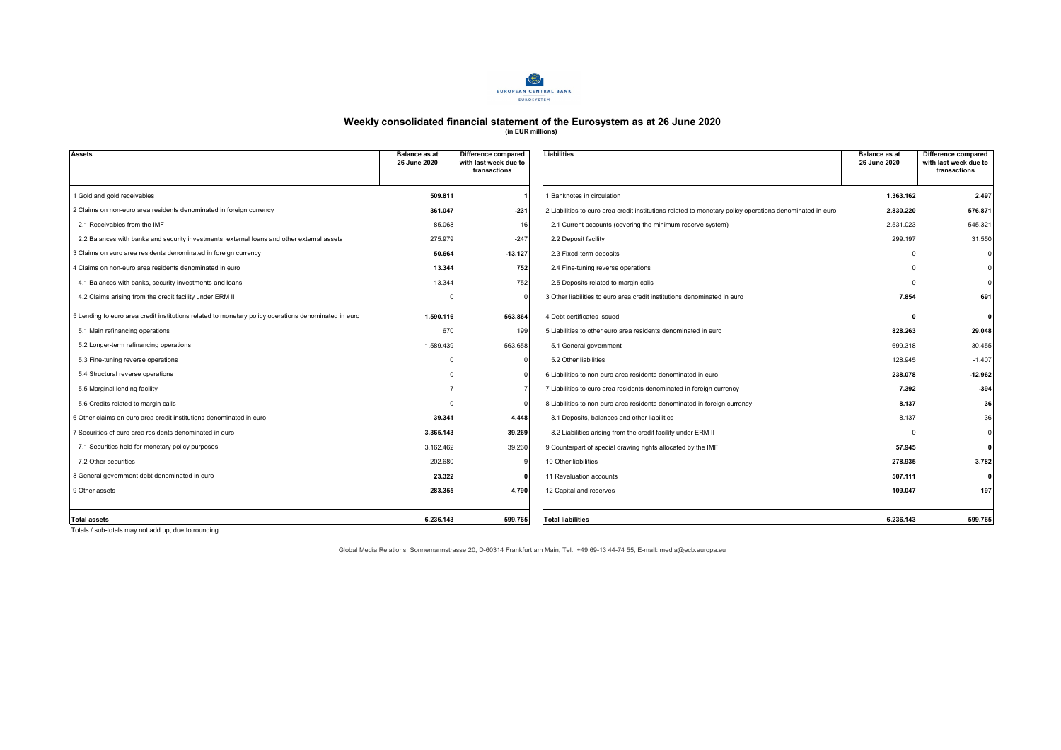# Weekly consolidated financial statement of the Eurosystem as at 26 June 2020

**(in EUR millions)**

| Assets | Balance as at 26 June 2020 | Difference compared with last week due to transactions |
|---|---|---|
| 1 Gold and gold receivables | **509.811** | **1** |
| 2 Claims on non-euro area residents denominated in foreign currency | **361.047** | **-231** |
| 2.1 Receivables from the IMF | 85.068 | 16 |
| 2.2 Balances with banks and security investments, external loans and other external assets | 275.979 | -247 |
| 3 Claims on euro area residents denominated in foreign currency | **50.664** | **-13.127** |
| 4 Claims on non-euro area residents denominated in euro | **13.344** | **752** |
| 4.1 Balances with banks, security investments and loans | 13.344 | 752 |
| 4.2 Claims arising from the credit facility under ERM II | 0 | 0 |
| 5 Lending to euro area credit institutions related to monetary policy operations denominated in euro | **1.590.116** | **563.864** |
| 5.1 Main refinancing operations | 670 | 199 |
| 5.2 Longer-term refinancing operations | 1.589.439 | 563.658 |
| 5.3 Fine-tuning reverse operations | 0 | 0 |
| 5.4 Structural reverse operations | 0 | 0 |
| 5.5 Marginal lending facility | 7 | 7 |
| 5.6 Credits related to margin calls | 0 | 0 |
| 6 Other claims on euro area credit institutions denominated in euro | **39.341** | **4.448** |
| 7 Securities of euro area residents denominated in euro | **3.365.143** | **39.269** |
| 7.1 Securities held for monetary policy purposes | 3.162.462 | 39.260 |
| 7.2 Other securities | 202.680 | 9 |
| 8 General government debt denominated in euro | **23.322** | **0** |
| 9 Other assets | **283.355** | **4.790** |
| **Total assets** | **6.236.143** | **599.765** |

| Liabilities | Balance as at 26 June 2020 | Difference compared with last week due to transactions |
|---|---|---|
| 1 Banknotes in circulation | **1.363.162** | **2.497** |
| 2 Liabilities to euro area credit institutions related to monetary policy operations denominated in euro | **2.830.220** | **576.871** |
| 2.1 Current accounts (covering the minimum reserve system) | 2.531.023 | 545.321 |
| 2.2 Deposit facility | 299.197 | 31.550 |
| 2.3 Fixed-term deposits | 0 | 0 |
| 2.4 Fine-tuning reverse operations | 0 | 0 |
| 2.5 Deposits related to margin calls | 0 | 0 |
| 3 Other liabilities to euro area credit institutions denominated in euro | **7.854** | **691** |
| 4 Debt certificates issued | **0** | **0** |
| 5 Liabilities to other euro area residents denominated in euro | **828.263** | **29.048** |
| 5.1 General government | 699.318 | 30.455 |
| 5.2 Other liabilities | 128.945 | -1.407 |
| 6 Liabilities to non-euro area residents denominated in euro | **238.078** | **-12.962** |
| 7 Liabilities to euro area residents denominated in foreign currency | **7.392** | **-394** |
| 8 Liabilities to non-euro area residents denominated in foreign currency | **8.137** | **36** |
| 8.1 Deposits, balances and other liabilities | 8.137 | 36 |
| 8.2 Liabilities arising from the credit facility under ERM II | 0 | 0 |
| 9 Counterpart of special drawing rights allocated by the IMF | **57.945** | **0** |
| 10 Other liabilities | **278.935** | **3.782** |
| 11 Revaluation accounts | **507.111** | **0** |
| 12 Capital and reserves | **109.047** | **197** |
| **Total liabilities** | **6.236.143** | **599.765** |

Totals / sub-totals may not add up, due to rounding.

Global Media Relations, Sonnemannstrasse 20, D-60314 Frankfurt am Main, Tel.: +49 69-13 44-74 55, E-mail: media@ecb.europa.eu